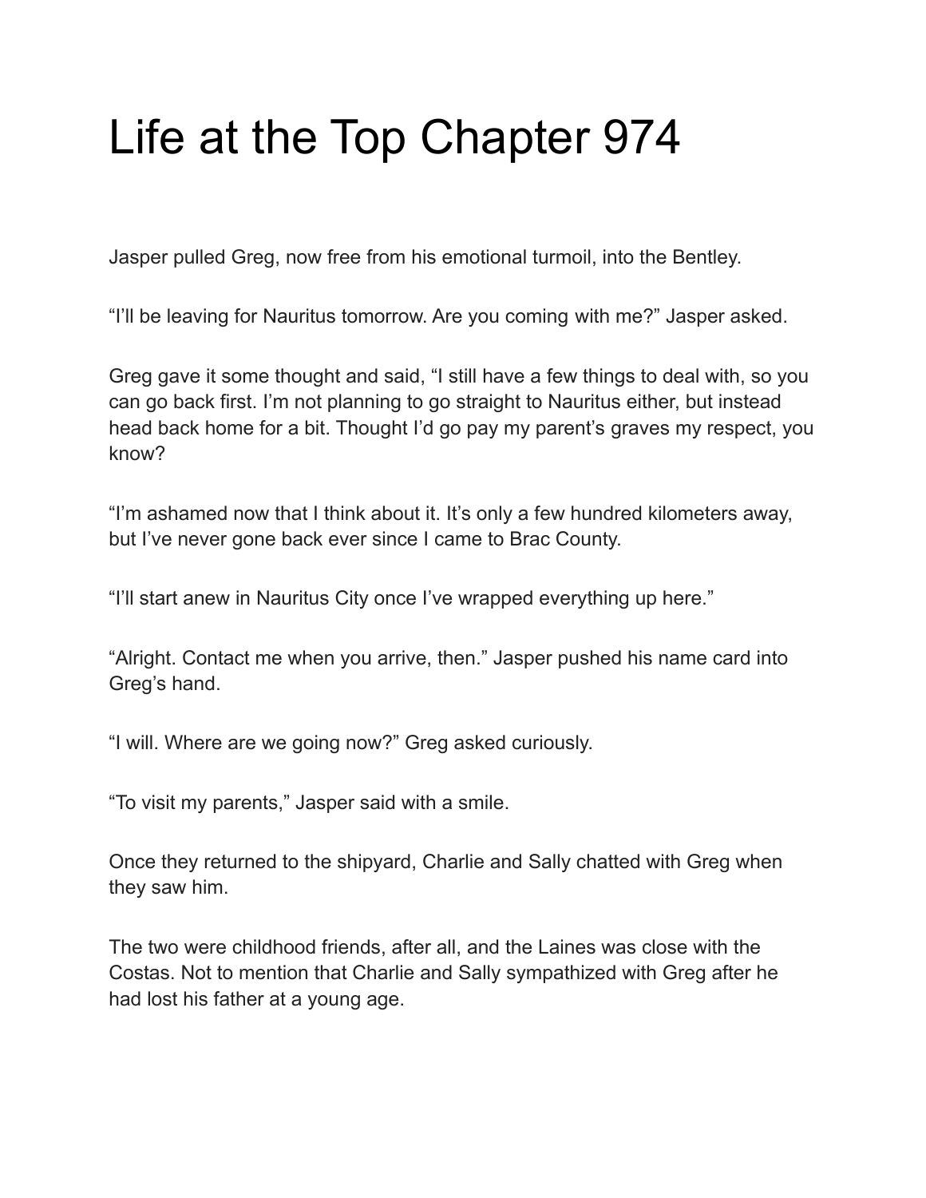# Life at the Top Chapter 974

Jasper pulled Greg, now free from his emotional turmoil, into the Bentley.

“I’ll be leaving for Nauritus tomorrow. Are you coming with me?” Jasper asked.

Greg gave it some thought and said, “I still have a few things to deal with, so you can go back first. I’m not planning to go straight to Nauritus either, but instead head back home for a bit. Thought I’d go pay my parent’s graves my respect, you know?

“I’m ashamed now that I think about it. It’s only a few hundred kilometers away, but I’ve never gone back ever since I came to Brac County.

“I’ll start anew in Nauritus City once I’ve wrapped everything up here.”

“Alright. Contact me when you arrive, then.” Jasper pushed his name card into Greg’s hand.

“I will. Where are we going now?” Greg asked curiously.

“To visit my parents,” Jasper said with a smile.

Once they returned to the shipyard, Charlie and Sally chatted with Greg when they saw him.

The two were childhood friends, after all, and the Laines was close with the Costas. Not to mention that Charlie and Sally sympathized with Greg after he had lost his father at a young age.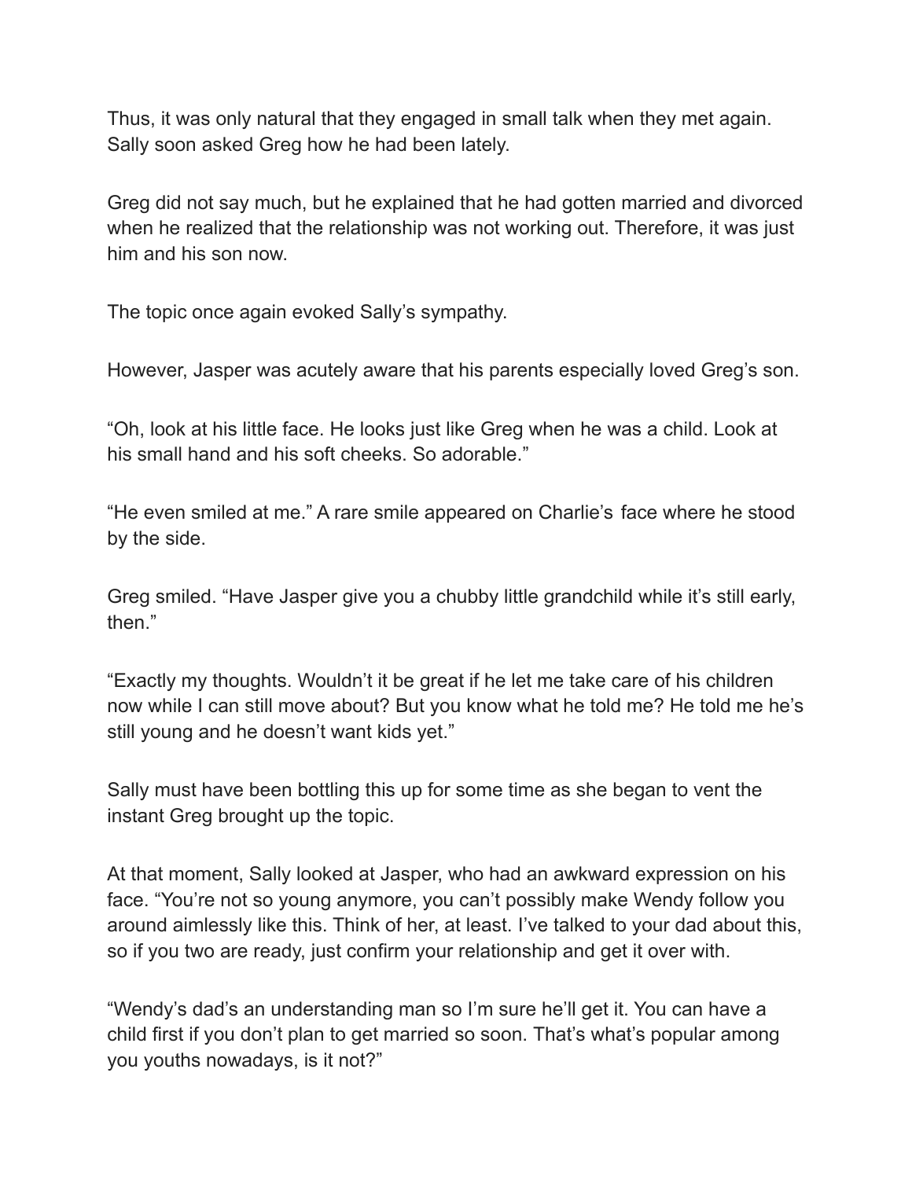Thus, it was only natural that they engaged in small talk when they met again. Sally soon asked Greg how he had been lately.

Greg did not say much, but he explained that he had gotten married and divorced when he realized that the relationship was not working out. Therefore, it was just him and his son now.

The topic once again evoked Sally's sympathy.

However, Jasper was acutely aware that his parents especially loved Greg's son.

"Oh, look at his little face. He looks just like Greg when he was a child. Look at his small hand and his soft cheeks. So adorable."

"He even smiled at me." A rare smile appeared on Charlie's face where he stood by the side.

Greg smiled. "Have Jasper give you a chubby little grandchild while it's still early, then."

"Exactly my thoughts. Wouldn't it be great if he let me take care of his children now while I can still move about? But you know what he told me? He told me he's still young and he doesn't want kids yet."

Sally must have been bottling this up for some time as she began to vent the instant Greg brought up the topic.

At that moment, Sally looked at Jasper, who had an awkward expression on his face. "You're not so young anymore, you can't possibly make Wendy follow you around aimlessly like this. Think of her, at least. I've talked to your dad about this, so if you two are ready, just confirm your relationship and get it over with.

"Wendy's dad's an understanding man so I'm sure he'll get it. You can have a child first if you don't plan to get married so soon. That's what's popular among you youths nowadays, is it not?"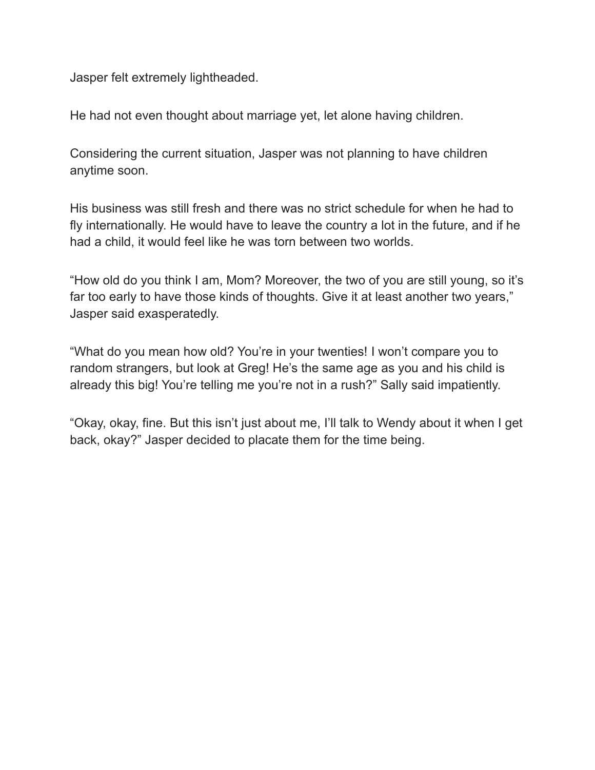Jasper felt extremely lightheaded.

He had not even thought about marriage yet, let alone having children.

Considering the current situation, Jasper was not planning to have children anytime soon.

His business was still fresh and there was no strict schedule for when he had to fly internationally. He would have to leave the country a lot in the future, and if he had a child, it would feel like he was torn between two worlds.

“How old do you think I am, Mom? Moreover, the two of you are still young, so it’s far too early to have those kinds of thoughts. Give it at least another two years,” Jasper said exasperatedly.

“What do you mean how old? You’re in your twenties! I won’t compare you to random strangers, but look at Greg! He’s the same age as you and his child is already this big! You’re telling me you’re not in a rush?” Sally said impatiently.

“Okay, okay, fine. But this isn’t just about me, I’ll talk to Wendy about it when I get back, okay?” Jasper decided to placate them for the time being.